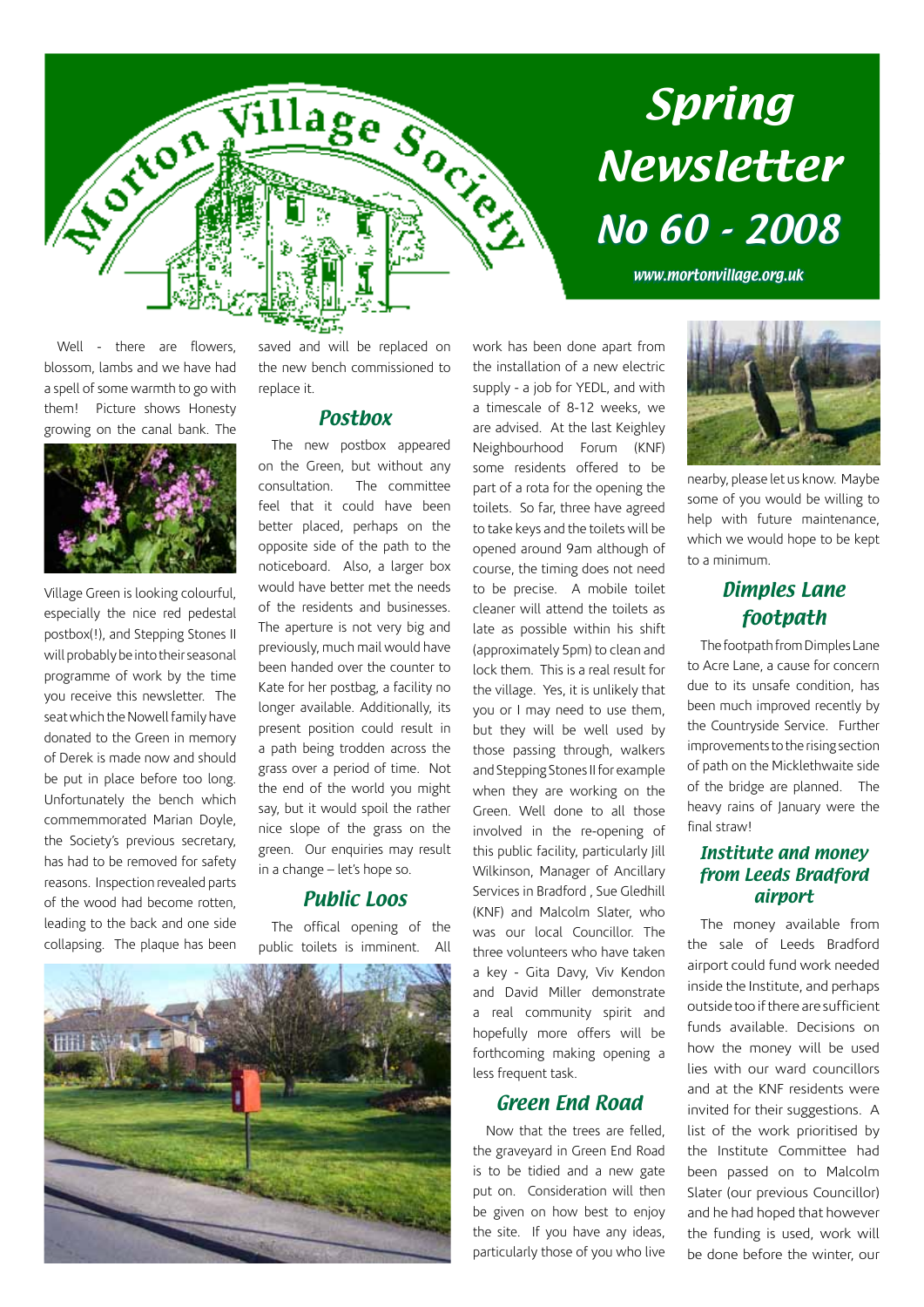# Morton Village Society

# Spring Newsletter No 60 - 2008

www.mortonvillage.org.uk

Well - there are flowers, blossom, lambs and we have had a spell of some warmth to go with them! Picture shows Honesty growing on the canal bank. The Village Green is looking colourful, especially the nice red pedestal postbox(!), and Stepping Stones II will probably be into their seasonal programme of work by the time you receive this newsletter. The seat which the Nowell family have donated to the Green in memory of Derek is made now and should be put in place before too long. Unfortunately the bench which commemmorated Marian Doyle, the Society's previous secretary, has had to be removed for safety reasons. Inspection revealed parts of the wood had become rotten, leading to the back and one side collapsing. The plaque has been saved and will be replaced on the new bench commissioned to replace it.

## Postbox

The new postbox appeared on the Green, but without any consultation. The committee feel that it could have been better placed, perhaps on the opposite side of the path to the noticeboard. Also, a larger box would have better met the needs of the residents and businesses. The aperture is not very big and previously, much mail would have been handed over the counter to Kate for her postbag, a facility no longer available. Additionally, its present position could result in a path being trodden across the grass over a period of time. Not the end of the world you might say, but it would spoil the rather nice slope of the grass on the green. Our enquiries may result in a change – let's hope so.

## Public Loos

The offical opening of the public toilets is imminent. All work has been done apart from the installation of a new electric supply - a job for YEDL, and with a timescale of 8-12 weeks, we are advised. At the last Keighley Neighbourhood Forum (KNF) some residents offered to be part of a rota for the opening the toilets. So far, three have agreed to take keys and the toilets will be opened around 9am although of course, the timing does not need to be precise. A mobile toilet cleaner will attend the toilets as late as possible within his shift (approximately 5pm) to clean and lock them. This is a real result for the village. Yes, it is unlikely that you or I may need to use them, but they will be well used by those passing through, walkers and Stepping Stones II for example when they are working on the Green. Well done to all those involved in the re-opening of this public facility, particularly Jill Wilkinson, Manager of Ancillary Services in Bradford , Sue Gledhill (KNF) and Malcolm Slater, who was our local Councillor. The three volunteers who have taken a key - Gita Davy, Viv Kendon and David Miller demonstrate a real community spirit and hopefully more offers will be forthcoming making opening a less frequent task.

## Green End Road

Now that the trees are felled, the graveyard in Green End Road is to be tidied and a new gate put on. Consideration will then be given on how best to enjoy the site. If you have any ideas, particularly those of you who live nearby, please let us know. Maybe some of you would be willing to help with future maintenance, which we would hope to be kept to a minimum.

## Dimples Lane footpath

The footpath from Dimples Lane to Acre Lane, a cause for concern due to its unsafe condition, has been much improved recently by the Countryside Service. Further improvements to the rising section of path on the Micklethwaite side of the bridge are planned. The heavy rains of January were the final straw!

## Institute and money from Leeds Bradford airport

The money available from the sale of Leeds Bradford airport could fund work needed inside the Institute, and perhaps outside too if there are sufficient funds available. Decisions on how the money will be used lies with our ward councillors and at the KNF residents were invited for their suggestions. A list of the work prioritised by the Institute Committee had been passed on to Malcolm Slater (our previous Councillor) and he had hoped that however the funding is used, work will be done before the winter, our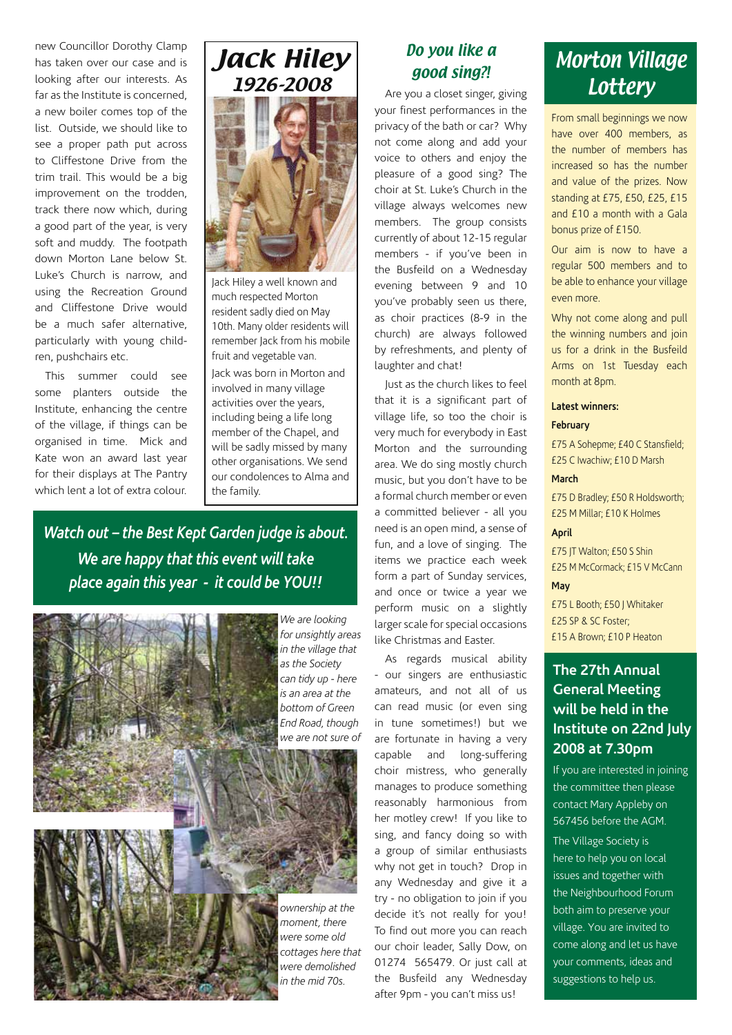new Councillor Dorothy Clamp has taken over our case and is looking after our interests. As far as the Institute is concerned, a new boiler comes top of the list. Outside, we should like to see a proper path put across to Cliffestone Drive from the trim trail. This would be a big improvement on the trodden, track there now which, during a good part of the year, is very soft and muddy. The footpath down Morton Lane below St. Luke's Church is narrow, and using the Recreation Ground and Cliffestone Drive would be a much safer alternative, particularly with young children, pushchairs etc.

This summer could see some planters outside the Institute, enhancing the centre of the village, if things can be organised in time. Mick and Kate won an award last year for their displays at The Pantry which lent a lot of extra colour.

# Jack Hiley 1926-2008

Jack Hiley a well known and much respected Morton resident sadly died on May 10th. Many older residents will remember Jack from his mobile fruit and vegetable van.

Jack was born in Morton and involved in many village activities over the years, including being a life long member of the Chapel, and will be sadly missed by many other organisations. We send our condolences to Alma and the family.

## *Watch out – the Best Kept Garden judge is about. We are happy that this event will take place again this year - it could be YOU!!*

*We are looking for unsightly areas in the village that as the Society can tidy up - here is an area at the bottom of Green End Road, though we are not sure of ownership at the moment, there were some old cottages here that were demolished in the mid 70s.*

## *Do you like a good sing?!*

Are you a closet singer, giving your finest performances in the privacy of the bath or car? Why not come along and add your voice to others and enjoy the pleasure of a good sing? The choir at St. Luke's Church in the village always welcomes new members. The group consists currently of about 12-15 regular members - if you've been in the Busfeild on a Wednesday evening between 9 and 10 you've probably seen us there, as choir practices (8-9 in the church) are always followed by refreshments, and plenty of laughter and chat!

Just as the church likes to feel that it is a significant part of village life, so too the choir is very much for everybody in East Morton and the surrounding area. We do sing mostly church music, but you don't have to be a formal church member or even a committed believer - all you need is an open mind, a sense of fun, and a love of singing. The items we practice each week form a part of Sunday services, and once or twice a year we perform music on a slightly larger scale for special occasions like Christmas and Easter.

As regards musical ability - our singers are enthusiastic amateurs, and not all of us can read music (or even sing in tune sometimes!) but we are fortunate in having a very capable and long-suffering choir mistress, who generally manages to produce something reasonably harmonious from her motley crew! If you like to sing, and fancy doing so with a group of similar enthusiasts why not get in touch? Drop in any Wednesday and give it a try - no obligation to join if you decide it's not really for you! To find out more you can reach our choir leader, Sally Dow, on 01274 565479. Or just call at the Busfeild any Wednesday after 9pm - you can't miss us!

# Morton Village Lottery

From small beginnings we now have over 400 members, as the number of members has increased so has the number and value of the prizes. Now standing at £75, £50, £25, £15 and £10 a month with a Gala bonus prize of £150.

Our aim is now to have a regular 500 members and to be able to enhance your village even more.

Why not come along and pull the winning numbers and join us for a drink in the Busfeild Arms on 1st Tuesday each month at 8pm.

**Latest winners:**

**February**

£75 A Sohepme; £40 C Stansfield; £25 C Iwachiw; £10 D Marsh

**March**

£75 D Bradley; £50 R Holdsworth; £25 M Millar; £10 K Holmes

**April**

£75 JT Walton; £50 S Shin
£25 M McCormack; £15 V McCann

**May**

£75 L Booth; £50 J Whitaker
£25 SP & SC Foster;
£15 A Brown; £10 P Heaton

## The 27th Annual General Meeting will be held in the Institute on 22nd July 2008 at 7.30pm

If you are interested in joining the committee then please contact Mary Appleby on 567456 before the AGM.

The Village Society is here to help you on local issues and together with the Neighbourhood Forum both aim to preserve your village. You are invited to come along and let us have your comments, ideas and suggestions to help us.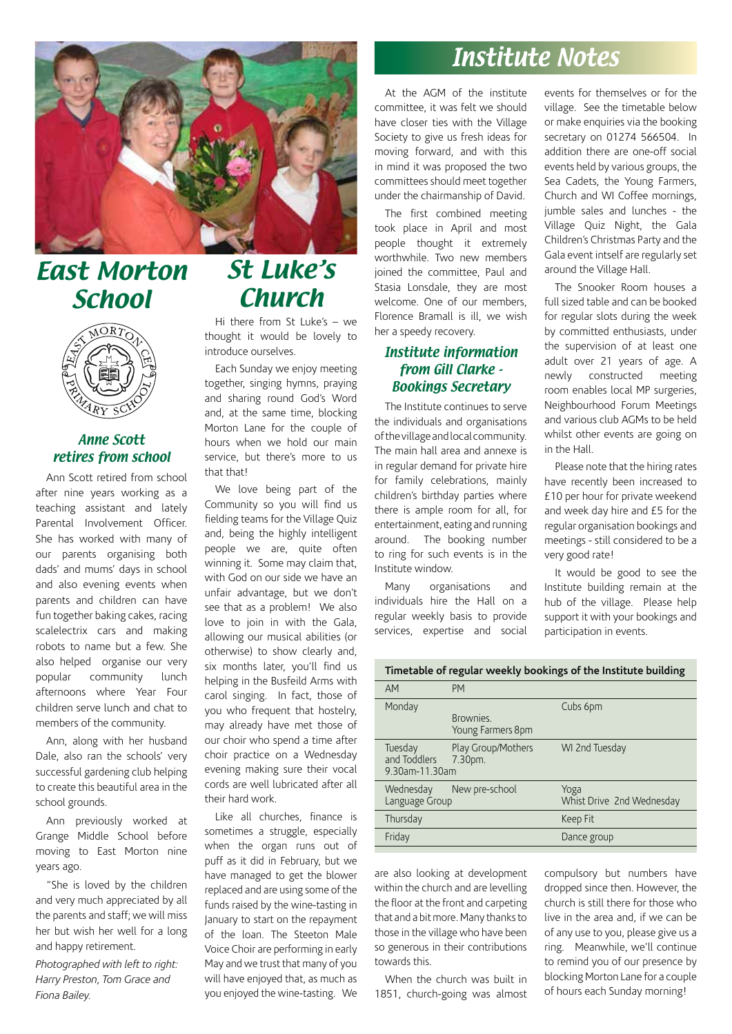# East Morton School

### Anne Scott retires from school

Ann Scott retired from school after nine years working as a teaching assistant and lately Parental Involvement Officer. She has worked with many of our parents organising both dads' and mums' days in school and also evening events when parents and children can have fun together baking cakes, racing scalelectrix cars and making robots to name but a few. She also helped organise our very popular community lunch afternoons where Year Four children serve lunch and chat to members of the community.

Ann, along with her husband Dale, also ran the schools' very successful gardening club helping to create this beautiful area in the school grounds.

Ann previously worked at Grange Middle School before moving to East Morton nine years ago.

"She is loved by the children and very much appreciated by all the parents and staff; we will miss her but wish her well for a long and happy retirement.

*Photographed with left to right: Harry Preston, Tom Grace and Fiona Bailey.*

# St Luke's Church

Hi there from St Luke's – we thought it would be lovely to introduce ourselves.

Each Sunday we enjoy meeting together, singing hymns, praying and sharing round God's Word and, at the same time, blocking Morton Lane for the couple of hours when we hold our main service, but there's more to us that that!

We love being part of the Community so you will find us fielding teams for the Village Quiz and, being the highly intelligent people we are, quite often winning it. Some may claim that, with God on our side we have an unfair advantage, but we don't see that as a problem! We also love to join in with the Gala, allowing our musical abilities (or otherwise) to show clearly and, six months later, you'll find us helping in the Busfeild Arms with carol singing. In fact, those of you who frequent that hostelry, may already have met those of our choir who spend a time after choir practice on a Wednesday evening making sure their vocal cords are well lubricated after all their hard work.

Like all churches, finance is sometimes a struggle, especially when the organ runs out of puff as it did in February, but we have managed to get the blower replaced and are using some of the funds raised by the wine-tasting in January to start on the repayment of the loan. The Steeton Male Voice Choir are performing in early May and we trust that many of you will have enjoyed that, as much as you enjoyed the wine-tasting. We are also looking at development within the church and are levelling the floor at the front and carpeting that and a bit more. Many thanks to those in the village who have been so generous in their contributions towards this.

When the church was built in 1851, church-going was almost compulsory but numbers have dropped since then. However, the church is still there for those who live in the area and, if we can be of any use to you, please give us a ring. Meanwhile, we'll continue to remind you of our presence by blocking Morton Lane for a couple of hours each Sunday morning!

# Institute Notes

At the AGM of the institute committee, it was felt we should have closer ties with the Village Society to give us fresh ideas for moving forward, and with this in mind it was proposed the two committees should meet together under the chairmanship of David.

The first combined meeting took place in April and most people thought it extremely worthwhile. Two new members joined the committee, Paul and Stasia Lonsdale, they are most welcome. One of our members, Florence Bramall is ill, we wish her a speedy recovery.

### Institute information from Gill Clarke - Bookings Secretary

The Institute continues to serve the individuals and organisations of the village and local community. The main hall area and annexe is in regular demand for private hire for family celebrations, mainly children's birthday parties where there is ample room for all, for entertainment, eating and running around. The booking number to ring for such events is in the Institute window.

Many organisations and individuals hire the Hall on a regular weekly basis to provide services, expertise and social events for themselves or for the village. See the timetable below or make enquiries via the booking secretary on 01274 566504. In addition there are one-off social events held by various groups, the Sea Cadets, the Young Farmers, Church and WI Coffee mornings, jumble sales and lunches - the Village Quiz Night, the Gala Children's Christmas Party and the Gala event intself are regularly set around the Village Hall.

The Snooker Room houses a full sized table and can be booked for regular slots during the week by committed enthusiasts, under the supervision of at least one adult over 21 years of age. A newly constructed meeting room enables local MP surgeries, Neighbourhood Forum Meetings and various club AGMs to be held whilst other events are going on in the Hall.

Please note that the hiring rates have recently been increased to £10 per hour for private weekend and week day hire and £5 for the regular organisation bookings and meetings - still considered to be a very good rate!

It would be good to see the Institute building remain at the hub of the village. Please help support it with your bookings and participation in events.

**Timetable of regular weekly bookings of the Institute building**

| | AM | PM |
|---|---|---|
| Monday | Brownies. Young Farmers 8pm | Cubs 6pm |
| Tuesday | Play Group/Mothers and Toddlers 9.30am-11.30am | 7.30pm. WI 2nd Tuesday |
| Wednesday | New pre-school Language Group | Yoga Whist Drive 2nd Wednesday |
| Thursday | | Keep Fit |
| Friday | | Dance group |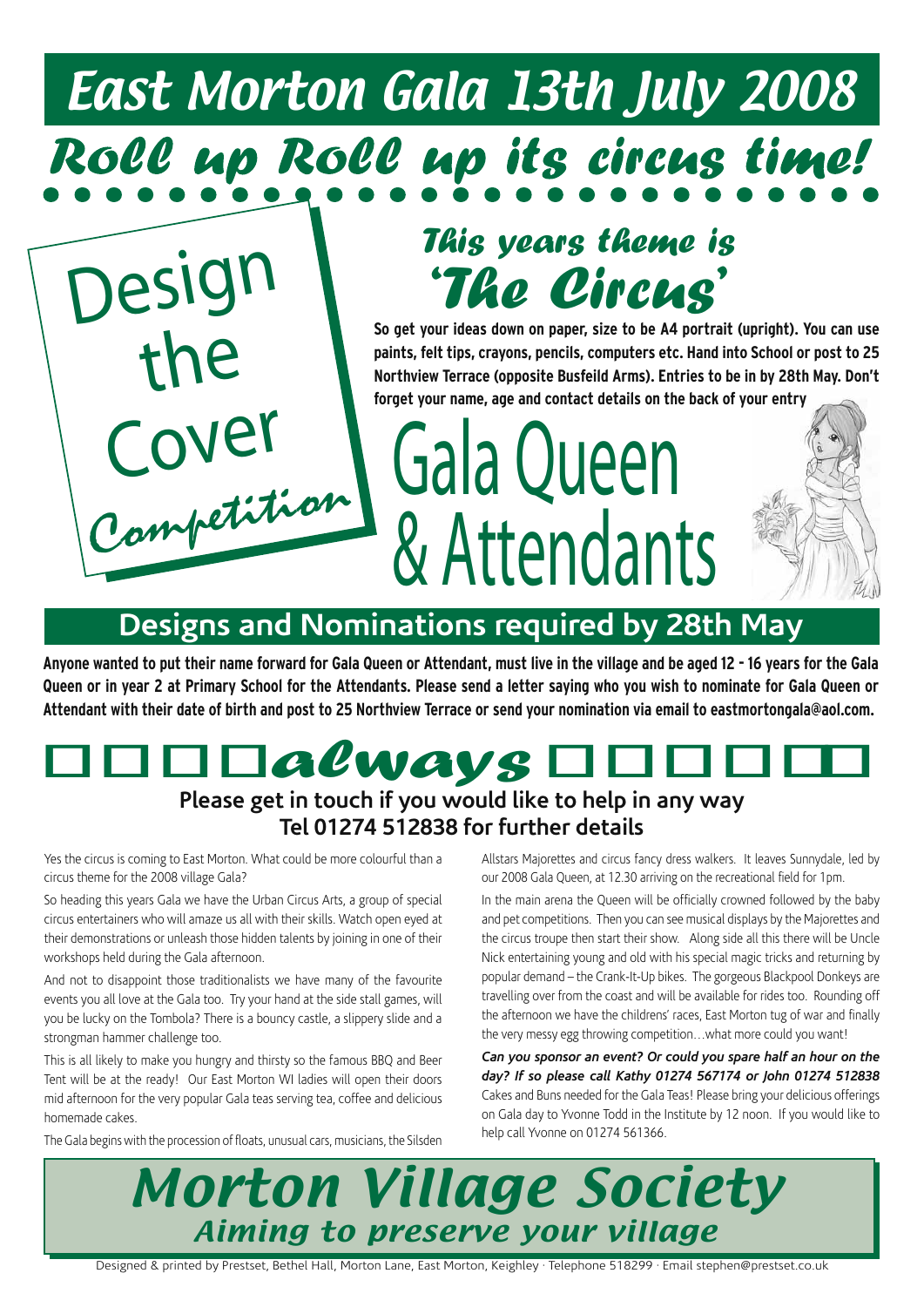# East Morton Gala 13th July 2008

## Roll up Roll up its circus time!

## Design the Cover Competition

### This years theme is 'The Circus'

**So get your ideas down on paper, size to be A4 portrait (upright). You can use paints, felt tips, crayons, pencils, computers etc. Hand into School or post to 25 Northview Terrace (opposite Busfeild Arms). Entries to be in by 28th May. Don't forget your name, age and contact details on the back of your entry**

## Gala Queen & Attendants

## Designs and Nominations required by 28th May

**Anyone wanted to put their name forward for Gala Queen or Attendant, must live in the village and be aged 12 - 16 years for the Gala Queen or in year 2 at Primary School for the Attendants. Please send a letter saying who you wish to nominate for Gala Queen or Attendant with their date of birth and post to 25 Northview Terrace or send your nomination via email to eastmortongala@aol.com.**

## always

**Please get in touch if you would like to help in any way**
**Tel 01274 512838 for further details**

Yes the circus is coming to East Morton. What could be more colourful than a circus theme for the 2008 village Gala?

So heading this years Gala we have the Urban Circus Arts, a group of special circus entertainers who will amaze us all with their skills. Watch open eyed at their demonstrations or unleash those hidden talents by joining in one of their workshops held during the Gala afternoon.

And not to disappoint those traditionalists we have many of the favourite events you all love at the Gala too. Try your hand at the side stall games, will you be lucky on the Tombola? There is a bouncy castle, a slippery slide and a strongman hammer challenge too.

This is all likely to make you hungry and thirsty so the famous BBQ and Beer Tent will be at the ready! Our East Morton WI ladies will open their doors mid afternoon for the very popular Gala teas serving tea, coffee and delicious homemade cakes.

The Gala begins with the procession of floats, unusual cars, musicians, the Silsden Allstars Majorettes and circus fancy dress walkers. It leaves Sunnydale, led by our 2008 Gala Queen, at 12.30 arriving on the recreational field for 1pm.

In the main arena the Queen will be officially crowned followed by the baby and pet competitions. Then you can see musical displays by the Majorettes and the circus troupe then start their show. Along side all this there will be Uncle Nick entertaining young and old with his special magic tricks and returning by popular demand – the Crank-It-Up bikes. The gorgeous Blackpool Donkeys are travelling over from the coast and will be available for rides too. Rounding off the afternoon we have the childrens' races, East Morton tug of war and finally the very messy egg throwing competition…what more could you want!

***Can you sponsor an event? Or could you spare half an hour on the day? If so please call Kathy 01274 567174 or John 01274 512838***
Cakes and Buns needed for the Gala Teas! Please bring your delicious offerings on Gala day to Yvonne Todd in the Institute by 12 noon. If you would like to help call Yvonne on 01274 561366.

## Morton Village Society

### Aiming to preserve your village

Designed & printed by Prestset, Bethel Hall, Morton Lane, East Morton, Keighley · Telephone 518299 · Email stephen@prestset.co.uk